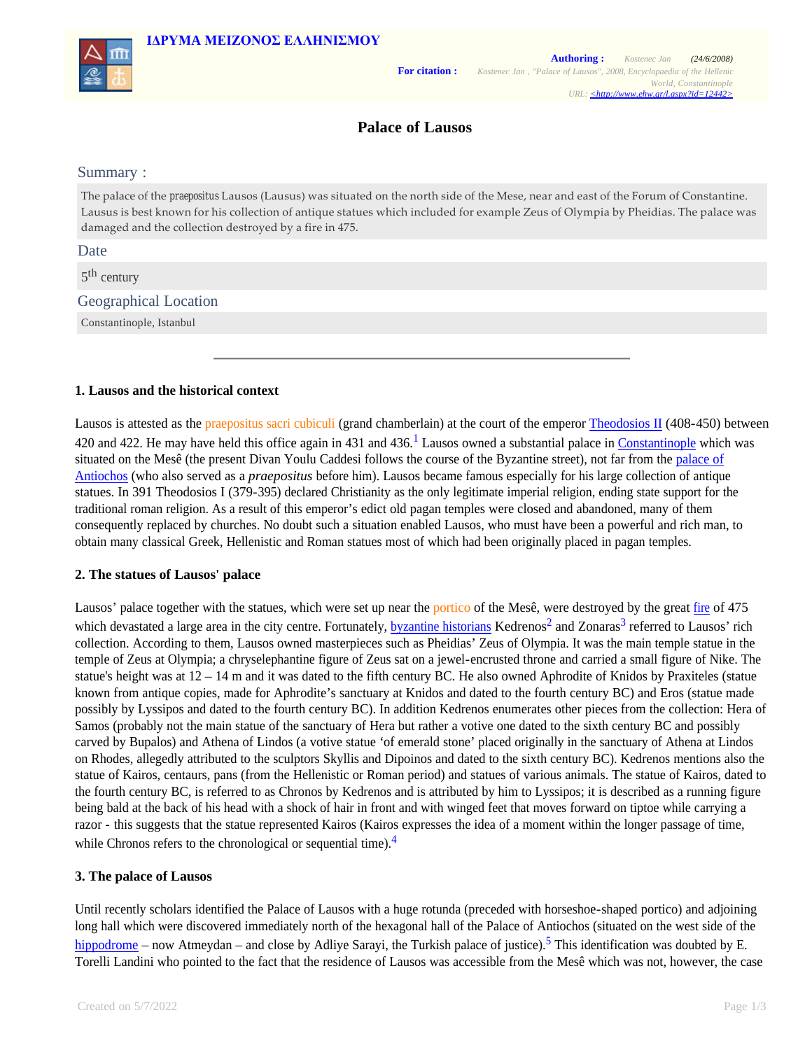ΙΔΡΥΜΑ ΜΕΙΖΟΝΟΣ ΕΛΛΗΝΙΣΜΟΥ

**Authoring :** Kostenec Jan (24/6/2008)

**For citation :** Kostenec Jan , "Palace of Lausos", 2008, Encyclopaedia of the Hellenic World, Constantinople
URL: <http://www.ehw.gr/l.aspx?id=12442>

# Palace of Lausos

## Summary :

The palace of the praepositus Lausos (Lausus) was situated on the north side of the Mese, near and east of the Forum of Constantine. Lausus is best known for his collection of antique statues which included for example Zeus of Olympia by Pheidias. The palace was damaged and the collection destroyed by a fire in 475.

## Date

5th century

## Geographical Location

Constantinople, Istanbul

---

### 1. Lausos and the historical context

Lausos is attested as the praepositus sacri cubiculi (grand chamberlain) at the court of the emperor Theodosios II (408-450) between 420 and 422. He may have held this office again in 431 and 436.[1] Lausos owned a substantial palace in Constantinople which was situated on the Mesê (the present Divan Youlu Caddesi follows the course of the Byzantine street), not far from the palace of Antiochos (who also served as a *praepositus* before him). Lausos became famous especially for his large collection of antique statues. In 391 Theodosios I (379-395) declared Christianity as the only legitimate imperial religion, ending state support for the traditional roman religion. As a result of this emperor's edict old pagan temples were closed and abandoned, many of them consequently replaced by churches. No doubt such a situation enabled Lausos, who must have been a powerful and rich man, to obtain many classical Greek, Hellenistic and Roman statues most of which had been originally placed in pagan temples.

### 2. The statues of Lausos' palace

Lausos' palace together with the statues, which were set up near the portico of the Mesê, were destroyed by the great fire of 475 which devastated a large area in the city centre. Fortunately, byzantine historians Kedrenos[2] and Zonaras[3] referred to Lausos' rich collection. According to them, Lausos owned masterpieces such as Pheidias' Zeus of Olympia. It was the main temple statue in the temple of Zeus at Olympia; a chryselephantine figure of Zeus sat on a jewel-encrusted throne and carried a small figure of Nike. The statue's height was at 12 – 14 m and it was dated to the fifth century BC. He also owned Aphrodite of Knidos by Praxiteles (statue known from antique copies, made for Aphrodite's sanctuary at Knidos and dated to the fourth century BC) and Eros (statue made possibly by Lyssipos and dated to the fourth century BC). In addition Kedrenos enumerates other pieces from the collection: Hera of Samos (probably not the main statue of the sanctuary of Hera but rather a votive one dated to the sixth century BC and possibly carved by Bupalos) and Athena of Lindos (a votive statue 'of emerald stone' placed originally in the sanctuary of Athena at Lindos on Rhodes, allegedly attributed to the sculptors Skyllis and Dipoinos and dated to the sixth century BC). Kedrenos mentions also the statue of Kairos, centaurs, pans (from the Hellenistic or Roman period) and statues of various animals. The statue of Kairos, dated to the fourth century BC, is referred to as Chronos by Kedrenos and is attributed by him to Lyssipos; it is described as a running figure being bald at the back of his head with a shock of hair in front and with winged feet that moves forward on tiptoe while carrying a razor - this suggests that the statue represented Kairos (Kairos expresses the idea of a moment within the longer passage of time, while Chronos refers to the chronological or sequential time).[4]

### 3. The palace of Lausos

Until recently scholars identified the Palace of Lausos with a huge rotunda (preceded with horseshoe-shaped portico) and adjoining long hall which were discovered immediately north of the hexagonal hall of the Palace of Antiochos (situated on the west side of the hippodrome – now Atmeydan – and close by Adliye Sarayi, the Turkish palace of justice).[5] This identification was doubted by E. Torelli Landini who pointed to the fact that the residence of Lausos was accessible from the Mesê which was not, however, the case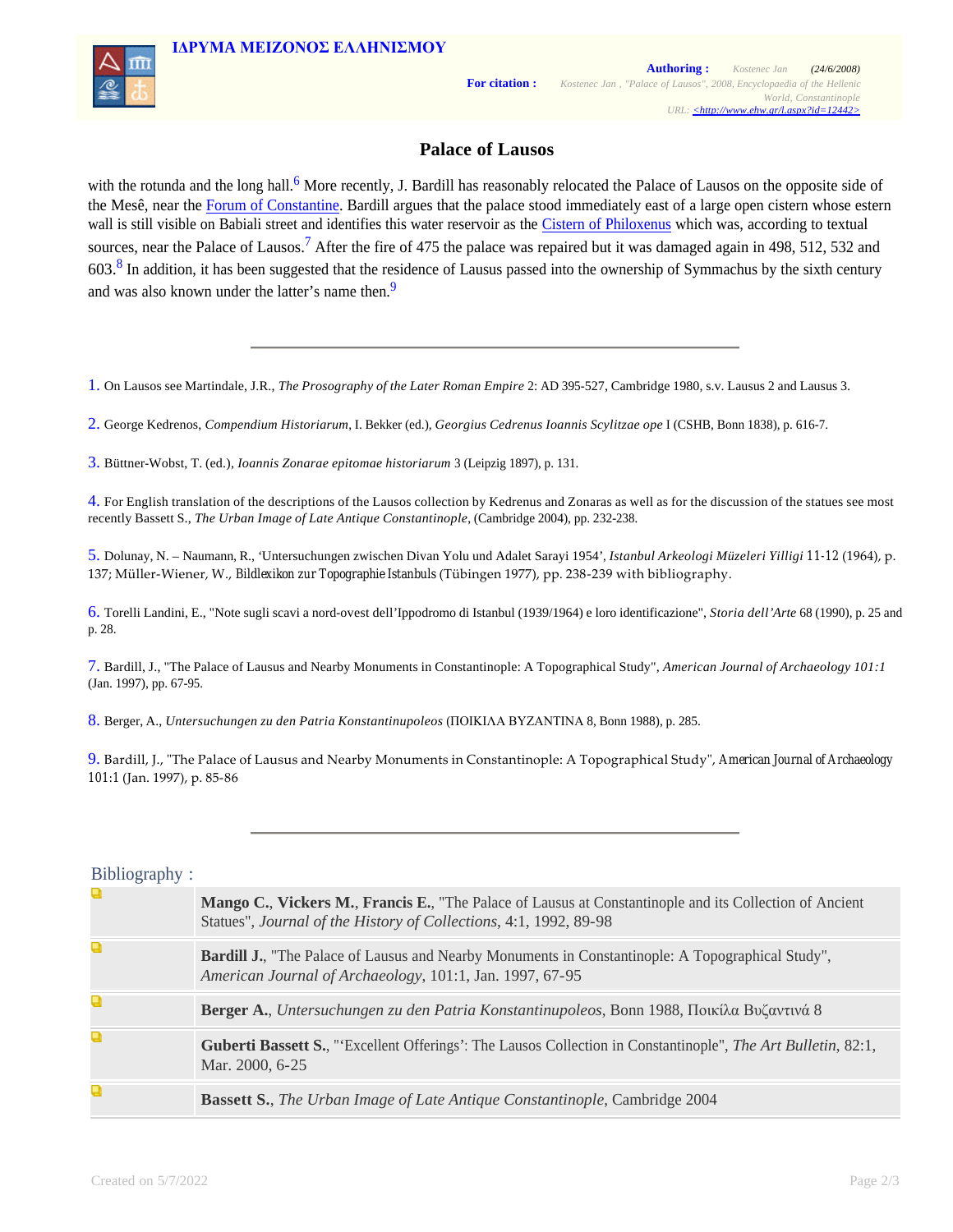# Palace of Lausos

with the rotunda and the long hall.[6] More recently, J. Bardill has reasonably relocated the Palace of Lausos on the opposite side of the Mesê, near the Forum of Constantine. Bardill argues that the palace stood immediately east of a large open cistern whose estern wall is still visible on Babiali street and identifies this water reservoir as the Cistern of Philoxenus which was, according to textual sources, near the Palace of Lausos.[7] After the fire of 475 the palace was repaired but it was damaged again in 498, 512, 532 and 603.[8] In addition, it has been suggested that the residence of Lausus passed into the ownership of Symmachus by the sixth century and was also known under the latter's name then.[9]

---

1. On Lausos see Martindale, J.R., *The Prosography of the Later Roman Empire* 2: AD 395-527, Cambridge 1980, s.v. Lausus 2 and Lausus 3.

2. George Kedrenos, *Compendium Historiarum*, I. Bekker (ed.), *Georgius Cedrenus Ioannis Scylitzae ope* I (CSHB, Bonn 1838), p. 616-7.

3. Büttner-Wobst, T. (ed.), *Ioannis Zonarae epitomae historiarum* 3 (Leipzig 1897), p. 131.

4. For English translation of the descriptions of the Lausos collection by Kedrenus and Zonaras as well as for the discussion of the statues see most recently Bassett S., *The Urban Image of Late Antique Constantinople*, (Cambridge 2004), pp. 232-238.

5. Dolunay, N. – Naumann, R., 'Untersuchungen zwischen Divan Yolu und Adalet Sarayi 1954', *Istanbul Arkeologi Müzeleri Yilligi* 11-12 (1964), p. 137; Müller-Wiener, W., *Bildlexikon zur Topographie Istanbuls* (Tübingen 1977), pp. 238-239 with bibliography.

6. Torelli Landini, E., "Note sugli scavi a nord-ovest dell'Ippodromo di Istanbul (1939/1964) e loro identificazione", *Storia dell'Arte* 68 (1990), p. 25 and p. 28.

7. Bardill, J., "The Palace of Lausus and Nearby Monuments in Constantinople: A Topographical Study", *American Journal of Archaeology 101:1* (Jan. 1997), pp. 67-95.

8. Berger, A., *Untersuchungen zu den Patria Konstantinupoleos* (ΠΟΙΚΙΛΑ ΒΥΖΑΝΤΙΝΑ 8, Bonn 1988), p. 285.

9. Bardill, J., "The Palace of Lausus and Nearby Monuments in Constantinople: A Topographical Study", *American Journal of Archaeology* 101:1 (Jan. 1997), p. 85-86

---

## Bibliography :

- **Mango C.**, **Vickers M.**, **Francis E.**, "The Palace of Lausus at Constantinople and its Collection of Ancient Statues", *Journal of the History of Collections*, 4:1, 1992, 89-98
- **Bardill J.**, "The Palace of Lausus and Nearby Monuments in Constantinople: A Topographical Study", *American Journal of Archaeology*, 101:1, Jan. 1997, 67-95
- **Berger A.**, *Untersuchungen zu den Patria Konstantinupoleos*, Bonn 1988, Ποικίλα Βυζαντινά 8
- **Guberti Bassett S.**, "'Excellent Offerings': The Lausos Collection in Constantinople", *The Art Bulletin*, 82:1, Mar. 2000, 6-25
- **Bassett S.**, *The Urban Image of Late Antique Constantinople*, Cambridge 2004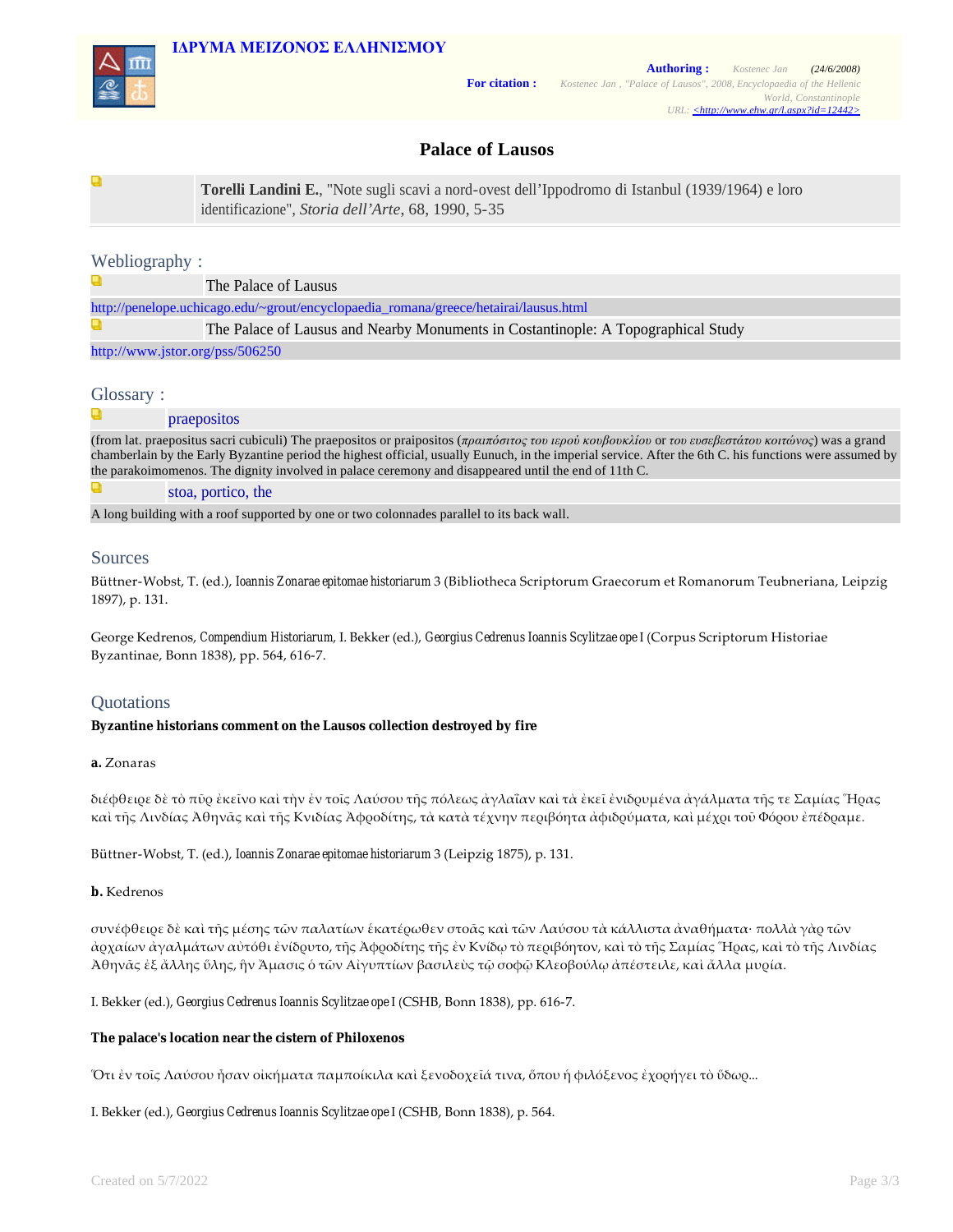# Palace of Lausos

| | |
|---|---|
| | **Torelli Landini E.**, "Note sugli scavi a nord-ovest dell'Ippodromo di Istanbul (1939/1964) e loro identificazione", *Storia dell'Arte*, 68, 1990, 5-35 |

## Webliography :

The Palace of Lausus

http://penelope.uchicago.edu/~grout/encyclopaedia_romana/greece/hetairai/lausus.html

The Palace of Lausus and Nearby Monuments in Costantinople: A Topographical Study

http://www.jstor.org/pss/506250

## Glossary :

**praepositos**

(from lat. praepositus sacri cubiculi) The praepositos or praipositos (*πραιπόσιτος του ιερού κουβουκλίου* or *του ευσεβεστάτου κοιτώνος*) was a grand chamberlain by the Early Byzantine period the highest official, usually Eunuch, in the imperial service. After the 6th C. his functions were assumed by the parakoimomenos. The dignity involved in palace ceremony and disappeared until the end of 11th C.

**stoa, portico, the**

A long building with a roof supported by one or two colonnades parallel to its back wall.

## Sources

Büttner-Wobst, T. (ed.), *Ioannis Zonarae epitomae historiarum* 3 (Bibliotheca Scriptorum Graecorum et Romanorum Teubneriana, Leipzig 1897), p. 131.

George Kedrenos, *Compendium Historiarum*, I. Bekker (ed.), *Georgius Cedrenus Ioannis Scylitzae ope* I (Corpus Scriptorum Historiae Byzantinae, Bonn 1838), pp. 564, 616-7.

## Quotations

**Byzantine historians comment on the Lausos collection destroyed by fire**

**a.** Zonaras

διέφθειρε δὲ τὸ πῦρ ἐκεῖνο καὶ τὴν ἐν τοῖς Λαύσου τῆς πόλεως ἀγλαΐαν καὶ τὰ ἐκεῖ ἐνιδρυμένα ἀγάλματα τῆς τε Σαμίας Ἥρας καὶ τῆς Λινδίας Ἀθηνᾶς καὶ τῆς Κνιδίας Ἀφροδίτης, τὰ κατὰ τέχνην περιβόητα ἀφιδρύματα, καὶ μέχρι τοῦ Φόρου ἐπέδραμε.

Büttner-Wobst, T. (ed.), *Ioannis Zonarae epitomae historiarum* 3 (Leipzig 1875), p. 131.

**b.** Kedrenos

συνέφθειρε δὲ καὶ τῆς μέσης τῶν παλατίων ἑκατέρωθεν στοᾶς καὶ τῶν Λαύσου τὰ κάλλιστα ἀναθήματα· πολλὰ γὰρ τῶν ἀρχαίων ἀγαλμάτων αὐτόθι ἐνίδρυτο, τῆς Ἀφροδίτης τῆς ἐν Κνίδῳ τὸ περιβόητον, καὶ τὸ τῆς Σαμίας Ἥρας, καὶ τὸ τῆς Λινδίας Ἀθηνᾶς ἐξ ἄλλης ὕλης, ἣν Ἄμασις ὁ τῶν Αἰγυπτίων βασιλεὺς τῷ σοφῷ Κλεοβούλῳ ἀπέστειλε, καὶ ἄλλα μυρία.

I. Bekker (ed.), *Georgius Cedrenus Ioannis Scylitzae ope* I (CSHB, Bonn 1838), pp. 616-7.

**The palace's location near the cistern of Philoxenos**

Ὅτι ἐν τοῖς Λαύσου ἦσαν οἰκήματα παμποίκιλα καὶ ξενοδοχεῖά τινα, ὅπου ἡ φιλόξενος ἐχορήγει τὸ ὕδωρ...

I. Bekker (ed.), *Georgius Cedrenus Ioannis Scylitzae ope* I (CSHB, Bonn 1838), p. 564.